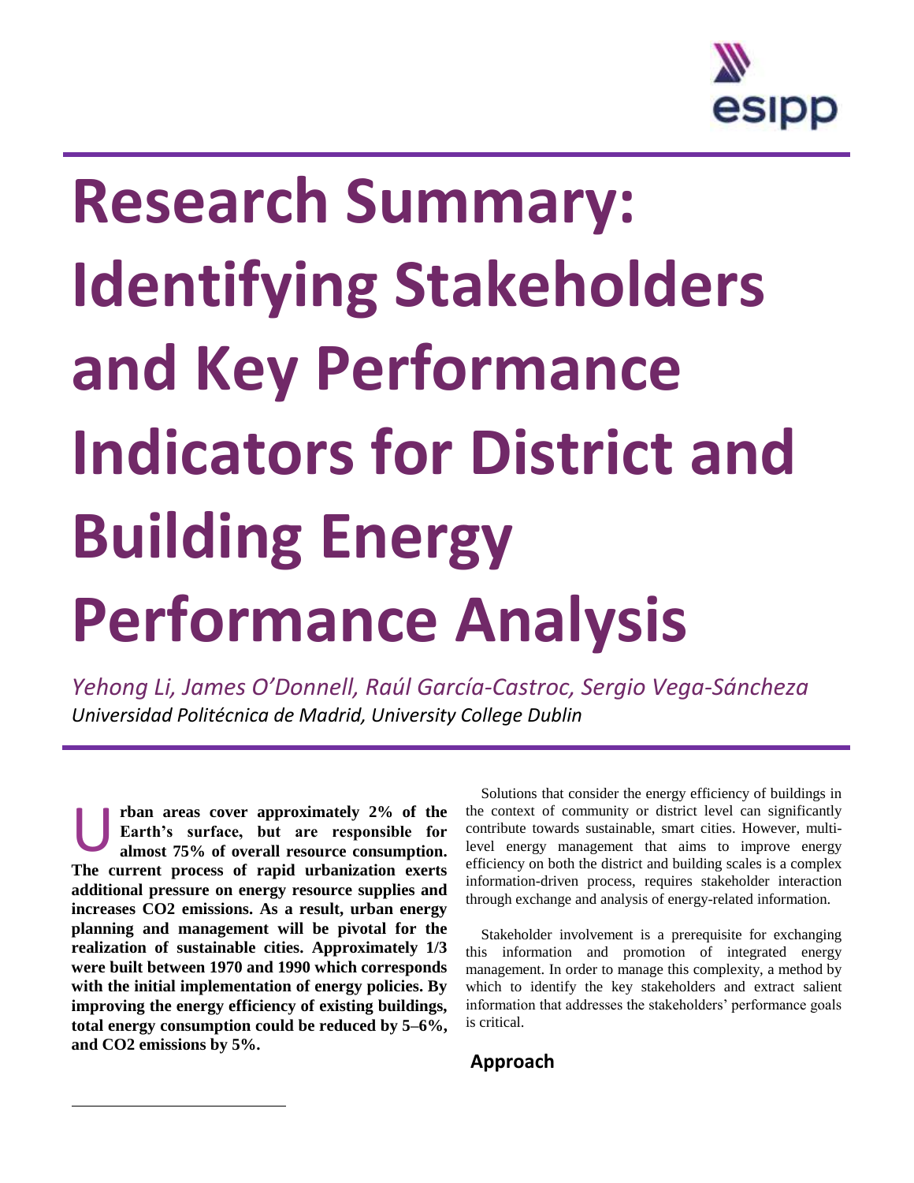# Research Summary: Identifying Stakeholders and Key Performance Indicators for District and Building Energy Performance Analysis

*Yehong Li, James O'Donnell, Raúl García-Castroc, Sergio Vega-Sáncheza*
*Universidad Politécnica de Madrid, University College Dublin*

**Urban areas cover approximately 2% of the Earth's surface, but are responsible for almost 75% of overall resource consumption. The current process of rapid urbanization exerts additional pressure on energy resource supplies and increases $CO_2$ emissions. As a result, urban energy planning and management will be pivotal for the realization of sustainable cities. Approximately 1/3 were built between 1970 and 1990 which corresponds with the initial implementation of energy policies. By improving the energy efficiency of existing buildings, total energy consumption could be reduced by 5–6%, and $CO_2$ emissions by 5%.**

Solutions that consider the energy efficiency of buildings in the context of community or district level can significantly contribute towards sustainable, smart cities. However, multi-level energy management that aims to improve energy efficiency on both the district and building scales is a complex information-driven process, requires stakeholder interaction through exchange and analysis of energy-related information.

Stakeholder involvement is a prerequisite for exchanging this information and promotion of integrated energy management. In order to manage this complexity, a method by which to identify the key stakeholders and extract salient information that addresses the stakeholders' performance goals is critical.

## Approach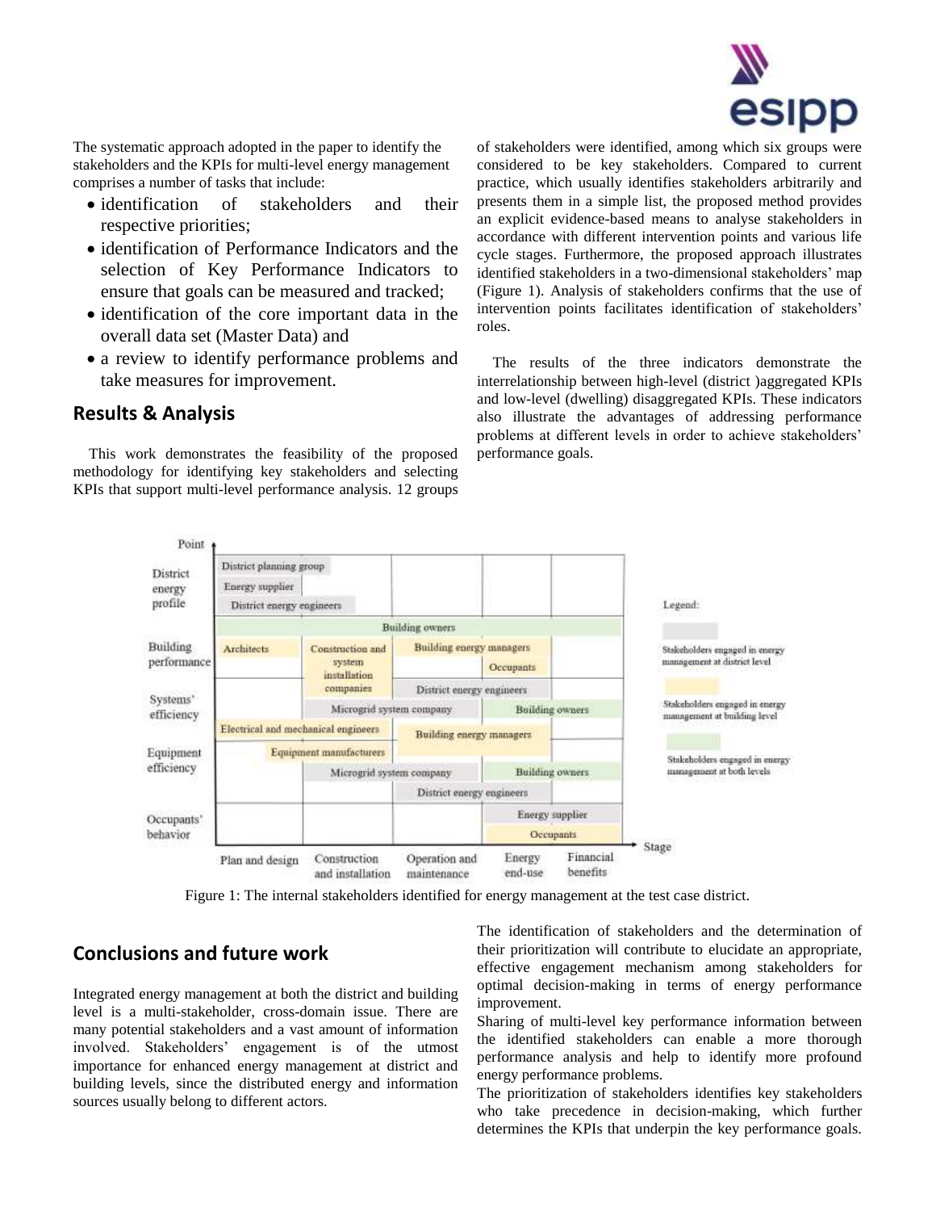The systematic approach adopted in the paper to identify the stakeholders and the KPIs for multi-level energy management comprises a number of tasks that include:

- identification of stakeholders and their respective priorities;
- identification of Performance Indicators and the selection of Key Performance Indicators to ensure that goals can be measured and tracked;
- identification of the core important data in the overall data set (Master Data) and
- a review to identify performance problems and take measures for improvement.

## Results & Analysis

This work demonstrates the feasibility of the proposed methodology for identifying key stakeholders and selecting KPIs that support multi-level performance analysis. 12 groups of stakeholders were identified, among which six groups were considered to be key stakeholders. Compared to current practice, which usually identifies stakeholders arbitrarily and presents them in a simple list, the proposed method provides an explicit evidence-based means to analyse stakeholders in accordance with different intervention points and various life cycle stages. Furthermore, the proposed approach illustrates identified stakeholders in a two-dimensional stakeholders' map (Figure 1). Analysis of stakeholders confirms that the use of intervention points facilitates identification of stakeholders' roles.

The results of the three indicators demonstrate the interrelationship between high-level (district )aggregated KPIs and low-level (dwelling) disaggregated KPIs. These indicators also illustrate the advantages of addressing performance problems at different levels in order to achieve stakeholders' performance goals.

Figure 1: The internal stakeholders identified for energy management at the test case district.

## Conclusions and future work

Integrated energy management at both the district and building level is a multi-stakeholder, cross-domain issue. There are many potential stakeholders and a vast amount of information involved. Stakeholders' engagement is of the utmost importance for enhanced energy management at district and building levels, since the distributed energy and information sources usually belong to different actors.

The identification of stakeholders and the determination of their prioritization will contribute to elucidate an appropriate, effective engagement mechanism among stakeholders for optimal decision-making in terms of energy performance improvement.

Sharing of multi-level key performance information between the identified stakeholders can enable a more thorough performance analysis and help to identify more profound energy performance problems.

The prioritization of stakeholders identifies key stakeholders who take precedence in decision-making, which further determines the KPIs that underpin the key performance goals.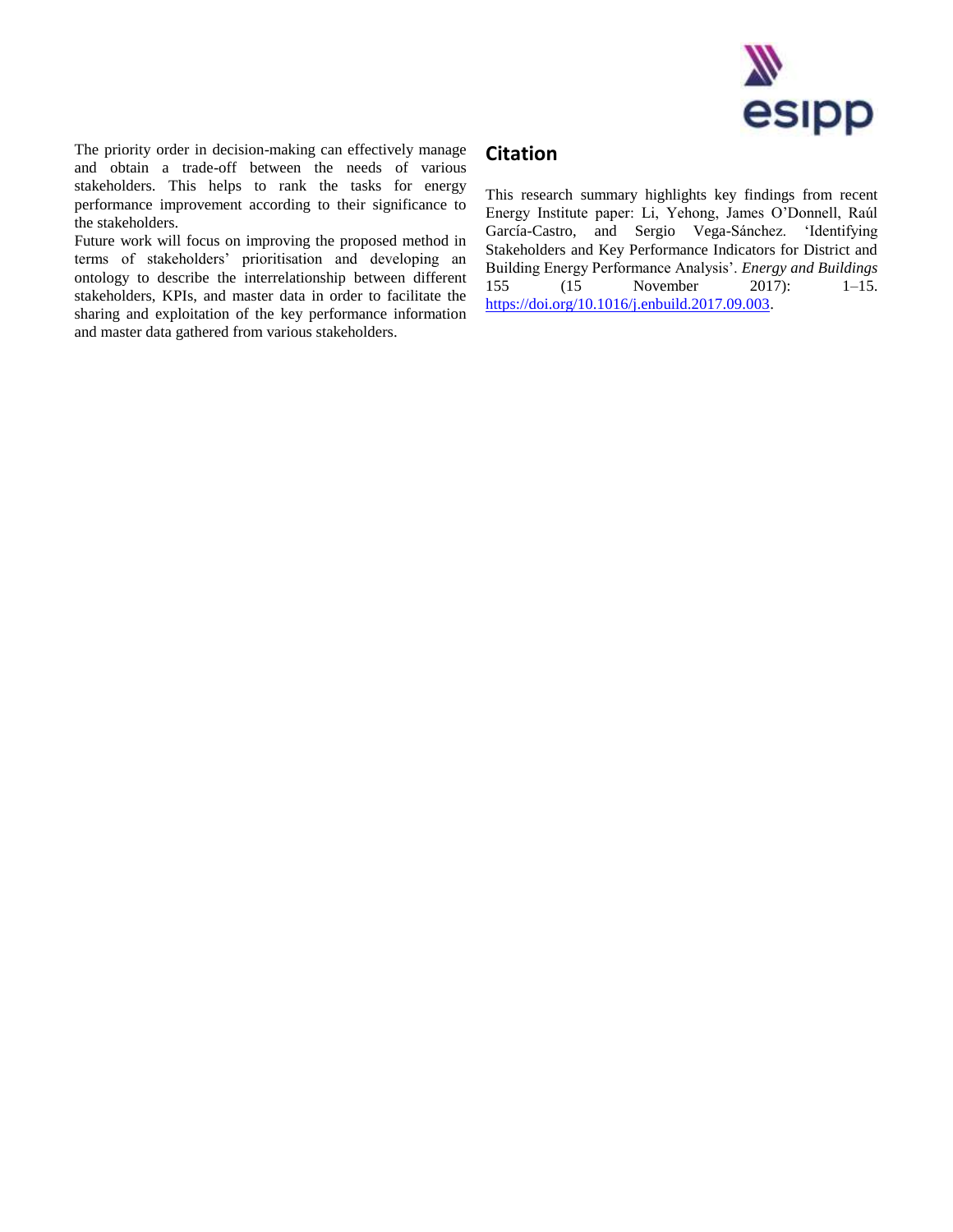The priority order in decision-making can effectively manage and obtain a trade-off between the needs of various stakeholders. This helps to rank the tasks for energy performance improvement according to their significance to the stakeholders.

Future work will focus on improving the proposed method in terms of stakeholders' prioritisation and developing an ontology to describe the interrelationship between different stakeholders, KPIs, and master data in order to facilitate the sharing and exploitation of the key performance information and master data gathered from various stakeholders.

## Citation

This research summary highlights key findings from recent Energy Institute paper: Li, Yehong, James O'Donnell, Raúl García-Castro, and Sergio Vega-Sánchez. 'Identifying Stakeholders and Key Performance Indicators for District and Building Energy Performance Analysis'. *Energy and Buildings* 155 (15 November 2017): 1–15. https://doi.org/10.1016/j.enbuild.2017.09.003.